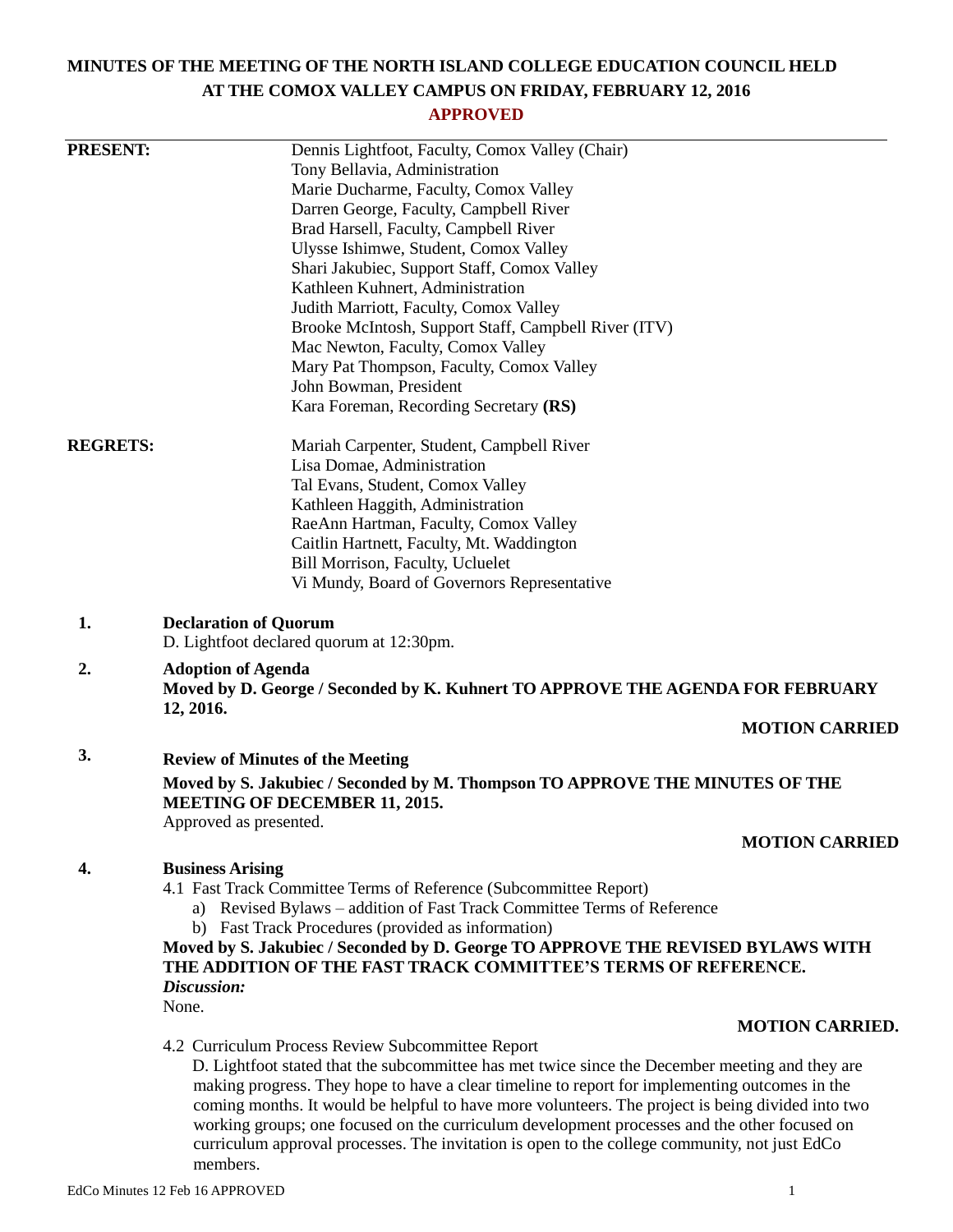# MINUTES OF THE MEETING OF THE NORTH ISLAND COLLEGE EDUCATION COUNCIL HELD AT THE COMOX VALLEY CAMPUS ON FRIDAY, FEBRUARY 12, 2016

**APPROVED**

| | |
|---|---|
| **PRESENT:** | Dennis Lightfoot, Faculty, Comox Valley (Chair) |
| | Tony Bellavia, Administration |
| | Marie Ducharme, Faculty, Comox Valley |
| | Darren George, Faculty, Campbell River |
| | Brad Harsell, Faculty, Campbell River |
| | Ulysse Ishimwe, Student, Comox Valley |
| | Shari Jakubiec, Support Staff, Comox Valley |
| | Kathleen Kuhnert, Administration |
| | Judith Marriott, Faculty, Comox Valley |
| | Brooke McIntosh, Support Staff, Campbell River (ITV) |
| | Mac Newton, Faculty, Comox Valley |
| | Mary Pat Thompson, Faculty, Comox Valley |
| | John Bowman, President |
| | Kara Foreman, Recording Secretary **(RS)** |
| **REGRETS:** | Mariah Carpenter, Student, Campbell River |
| | Lisa Domae, Administration |
| | Tal Evans, Student, Comox Valley |
| | Kathleen Haggith, Administration |
| | RaeAnn Hartman, Faculty, Comox Valley |
| | Caitlin Hartnett, Faculty, Mt. Waddington |
| | Bill Morrison, Faculty, Ucluelet |
| | Vi Mundy, Board of Governors Representative |

**1. Declaration of Quorum**

D. Lightfoot declared quorum at 12:30pm.

**2. Adoption of Agenda**

**Moved by D. George / Seconded by K. Kuhnert TO APPROVE THE AGENDA FOR FEBRUARY 12, 2016.**

**MOTION CARRIED**

**3. Review of Minutes of the Meeting**

**Moved by S. Jakubiec / Seconded by M. Thompson TO APPROVE THE MINUTES OF THE MEETING OF DECEMBER 11, 2015.**

Approved as presented.

**MOTION CARRIED**

**4. Business Arising**

4.1 Fast Track Committee Terms of Reference (Subcommittee Report)

a) Revised Bylaws – addition of Fast Track Committee Terms of Reference
b) Fast Track Procedures (provided as information)

**Moved by S. Jakubiec / Seconded by D. George TO APPROVE THE REVISED BYLAWS WITH THE ADDITION OF THE FAST TRACK COMMITTEE'S TERMS OF REFERENCE.**

***Discussion:***

None.

**MOTION CARRIED.**

4.2 Curriculum Process Review Subcommittee Report

D. Lightfoot stated that the subcommittee has met twice since the December meeting and they are making progress. They hope to have a clear timeline to report for implementing outcomes in the coming months. It would be helpful to have more volunteers. The project is being divided into two working groups; one focused on the curriculum development processes and the other focused on curriculum approval processes. The invitation is open to the college community, not just EdCo members.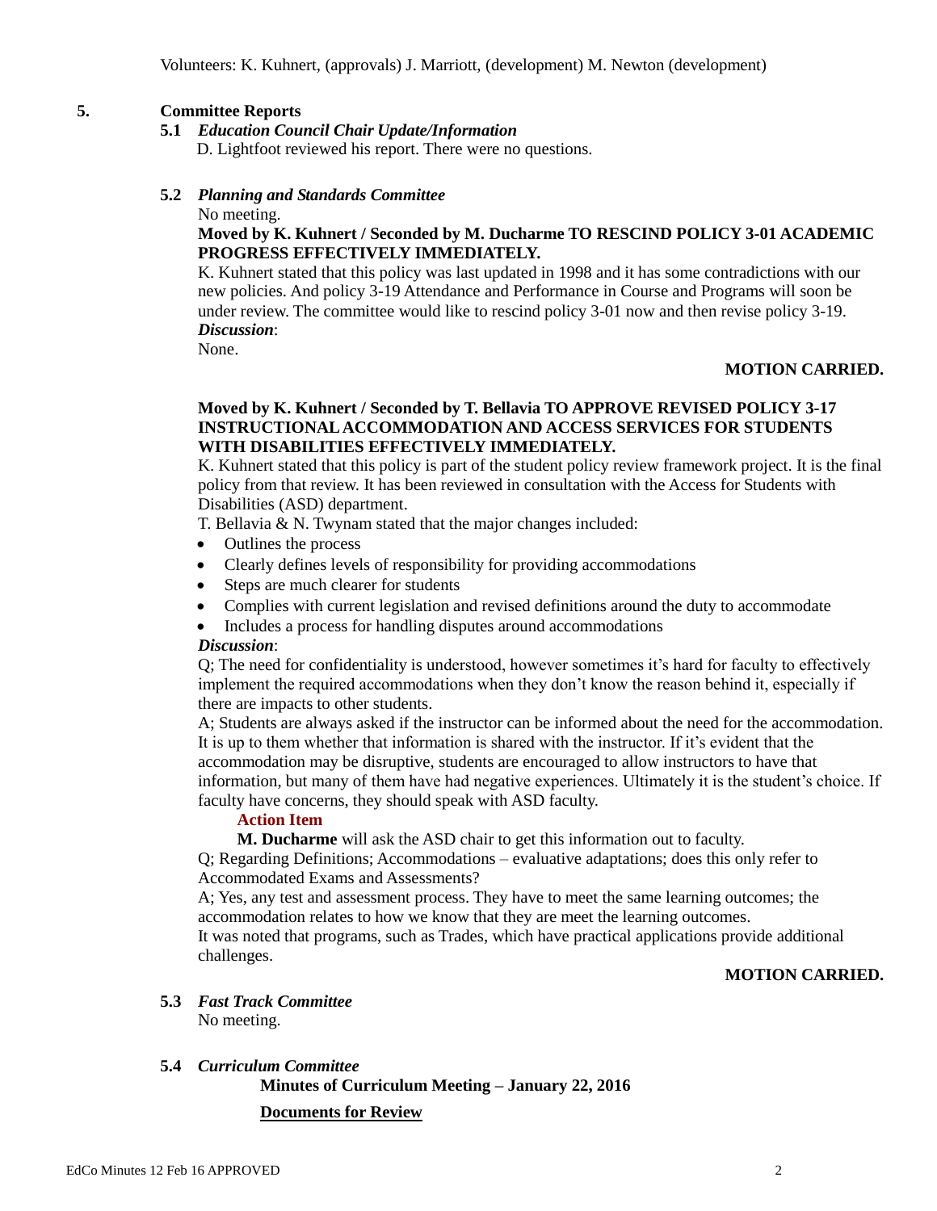Volunteers: K. Kuhnert, (approvals) J. Marriott, (development) M. Newton (development)

## 5. Committee Reports

### 5.1 *Education Council Chair Update/Information*

D. Lightfoot reviewed his report. There were no questions.

### 5.2 *Planning and Standards Committee*

No meeting.

**Moved by K. Kuhnert / Seconded by M. Ducharme TO RESCIND POLICY 3-01 ACADEMIC PROGRESS EFFECTIVELY IMMEDIATELY.**

K. Kuhnert stated that this policy was last updated in 1998 and it has some contradictions with our new policies. And policy 3-19 Attendance and Performance in Course and Programs will soon be under review. The committee would like to rescind policy 3-01 now and then revise policy 3-19.

***Discussion***:

None.

**MOTION CARRIED.**

**Moved by K. Kuhnert / Seconded by T. Bellavia TO APPROVE REVISED POLICY 3-17 INSTRUCTIONAL ACCOMMODATION AND ACCESS SERVICES FOR STUDENTS WITH DISABILITIES EFFECTIVELY IMMEDIATELY.**

K. Kuhnert stated that this policy is part of the student policy review framework project. It is the final policy from that review. It has been reviewed in consultation with the Access for Students with Disabilities (ASD) department.

T. Bellavia & N. Twynam stated that the major changes included:

- Outlines the process
- Clearly defines levels of responsibility for providing accommodations
- Steps are much clearer for students
- Complies with current legislation and revised definitions around the duty to accommodate
- Includes a process for handling disputes around accommodations

***Discussion***:

Q; The need for confidentiality is understood, however sometimes it's hard for faculty to effectively implement the required accommodations when they don't know the reason behind it, especially if there are impacts to other students.

A; Students are always asked if the instructor can be informed about the need for the accommodation. It is up to them whether that information is shared with the instructor. If it's evident that the accommodation may be disruptive, students are encouraged to allow instructors to have that information, but many of them have had negative experiences. Ultimately it is the student's choice. If faculty have concerns, they should speak with ASD faculty.

**Action Item**

**M. Ducharme** will ask the ASD chair to get this information out to faculty.

Q; Regarding Definitions; Accommodations – evaluative adaptations; does this only refer to Accommodated Exams and Assessments?

A; Yes, any test and assessment process. They have to meet the same learning outcomes; the accommodation relates to how we know that they are meet the learning outcomes.

It was noted that programs, such as Trades, which have practical applications provide additional challenges.

**MOTION CARRIED.**

### 5.3 *Fast Track Committee*

No meeting.

### 5.4 *Curriculum Committee*

**Minutes of Curriculum Meeting – January 22, 2016**

**Documents for Review**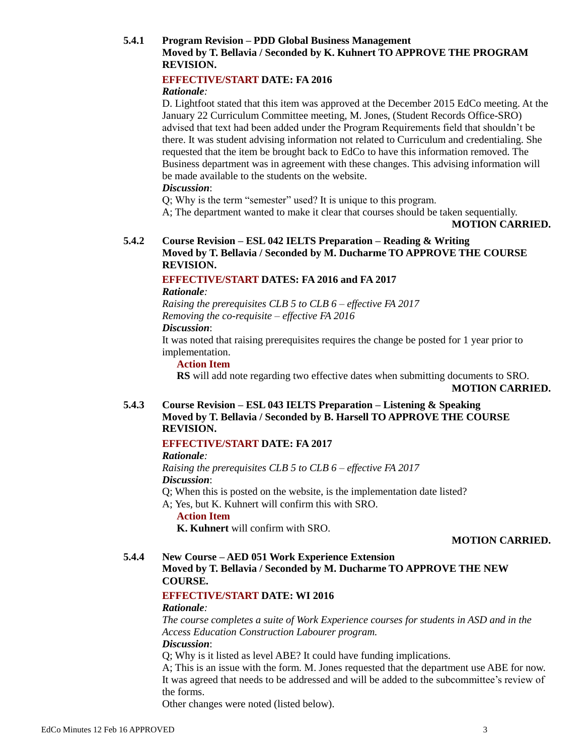**5.4.1 Program Revision – PDD Global Business Management**
**Moved by T. Bellavia / Seconded by K. Kuhnert TO APPROVE THE PROGRAM REVISION.**

**EFFECTIVE/START DATE: FA 2016**

***Rationale:***

D. Lightfoot stated that this item was approved at the December 2015 EdCo meeting. At the January 22 Curriculum Committee meeting, M. Jones, (Student Records Office-SRO) advised that text had been added under the Program Requirements field that shouldn't be there. It was student advising information not related to Curriculum and credentialing. She requested that the item be brought back to EdCo to have this information removed. The Business department was in agreement with these changes. This advising information will be made available to the students on the website.

***Discussion***:

Q; Why is the term "semester" used? It is unique to this program.

A; The department wanted to make it clear that courses should be taken sequentially.

**MOTION CARRIED.**

**5.4.2 Course Revision – ESL 042 IELTS Preparation – Reading & Writing**
**Moved by T. Bellavia / Seconded by M. Ducharme TO APPROVE THE COURSE REVISION.**

**EFFECTIVE/START DATES: FA 2016 and FA 2017**

***Rationale:***

*Raising the prerequisites CLB 5 to CLB 6 – effective FA 2017*

*Removing the co-requisite – effective FA 2016*

***Discussion***:

It was noted that raising prerequisites requires the change be posted for 1 year prior to implementation.

**Action Item**

**RS** will add note regarding two effective dates when submitting documents to SRO.

**MOTION CARRIED.**

**5.4.3 Course Revision – ESL 043 IELTS Preparation – Listening & Speaking**
**Moved by T. Bellavia / Seconded by B. Harsell TO APPROVE THE COURSE REVISION.**

**EFFECTIVE/START DATE: FA 2017**

***Rationale:***

*Raising the prerequisites CLB 5 to CLB 6 – effective FA 2017*

***Discussion***:

Q; When this is posted on the website, is the implementation date listed?

A; Yes, but K. Kuhnert will confirm this with SRO.

**Action Item**

**K. Kuhnert** will confirm with SRO.

**MOTION CARRIED.**

**5.4.4 New Course – AED 051 Work Experience Extension**
**Moved by T. Bellavia / Seconded by M. Ducharme TO APPROVE THE NEW COURSE.**

**EFFECTIVE/START DATE: WI 2016**

***Rationale:***

*The course completes a suite of Work Experience courses for students in ASD and in the Access Education Construction Labourer program.*

***Discussion***:

Q; Why is it listed as level ABE? It could have funding implications.

A; This is an issue with the form. M. Jones requested that the department use ABE for now. It was agreed that needs to be addressed and will be added to the subcommittee's review of the forms.

Other changes were noted (listed below).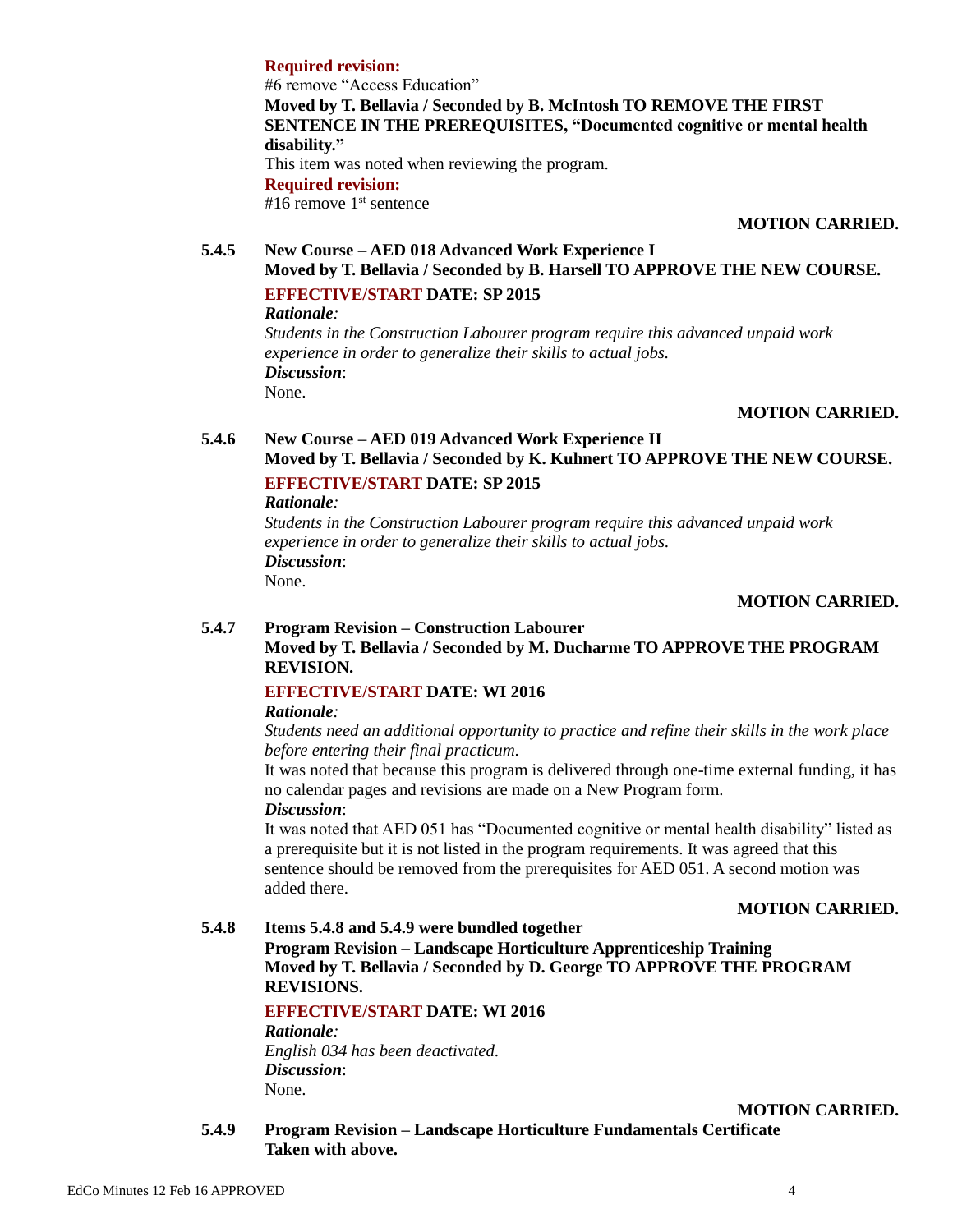**Required revision:**
#6 remove "Access Education"

**Moved by T. Bellavia / Seconded by B. McIntosh TO REMOVE THE FIRST SENTENCE IN THE PREREQUISITES, "Documented cognitive or mental health disability."**

This item was noted when reviewing the program.

**Required revision:**
#16 remove 1st sentence

**MOTION CARRIED.**

**5.4.5 New Course – AED 018 Advanced Work Experience I**
**Moved by T. Bellavia / Seconded by B. Harsell TO APPROVE THE NEW COURSE.**

**EFFECTIVE/START DATE: SP 2015**

***Rationale:***
*Students in the Construction Labourer program require this advanced unpaid work experience in order to generalize their skills to actual jobs.*

***Discussion*:**
None.

**MOTION CARRIED.**

**5.4.6 New Course – AED 019 Advanced Work Experience II**
**Moved by T. Bellavia / Seconded by K. Kuhnert TO APPROVE THE NEW COURSE.**

**EFFECTIVE/START DATE: SP 2015**

***Rationale:***
*Students in the Construction Labourer program require this advanced unpaid work experience in order to generalize their skills to actual jobs.*

***Discussion*:**
None.

**MOTION CARRIED.**

**5.4.7 Program Revision – Construction Labourer**
**Moved by T. Bellavia / Seconded by M. Ducharme TO APPROVE THE PROGRAM REVISION.**

**EFFECTIVE/START DATE: WI 2016**

***Rationale:***
*Students need an additional opportunity to practice and refine their skills in the work place before entering their final practicum.*

It was noted that because this program is delivered through one-time external funding, it has no calendar pages and revisions are made on a New Program form.

***Discussion*:**
It was noted that AED 051 has "Documented cognitive or mental health disability" listed as a prerequisite but it is not listed in the program requirements. It was agreed that this sentence should be removed from the prerequisites for AED 051. A second motion was added there.

**MOTION CARRIED.**

**5.4.8 Items 5.4.8 and 5.4.9 were bundled together**
**Program Revision – Landscape Horticulture Apprenticeship Training**
**Moved by T. Bellavia / Seconded by D. George TO APPROVE THE PROGRAM REVISIONS.**

**EFFECTIVE/START DATE: WI 2016**

***Rationale:***
*English 034 has been deactivated.*

***Discussion*:**
None.

**MOTION CARRIED.**

**5.4.9 Program Revision – Landscape Horticulture Fundamentals Certificate**
**Taken with above.**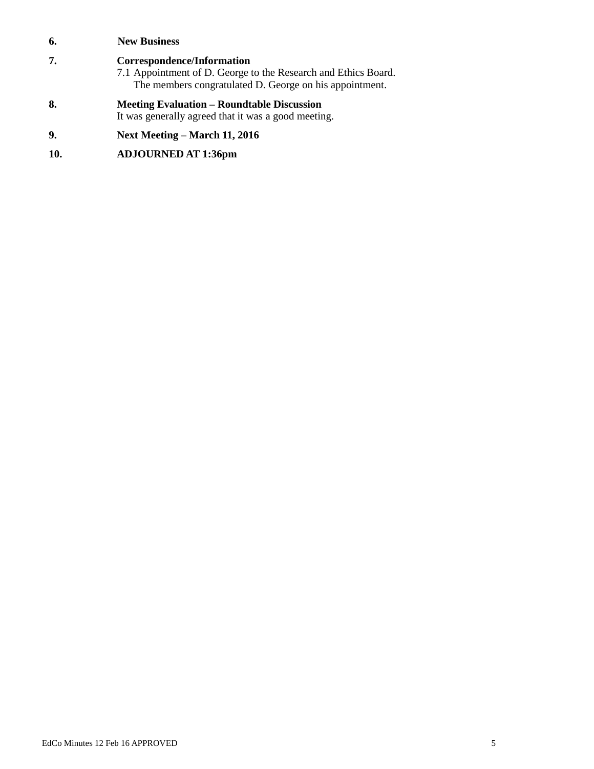**6. New Business**

**7. Correspondence/Information**

7.1 Appointment of D. George to the Research and Ethics Board.
The members congratulated D. George on his appointment.

**8. Meeting Evaluation – Roundtable Discussion**

It was generally agreed that it was a good meeting.

**9. Next Meeting – March 11, 2016**

**10. ADJOURNED AT 1:36pm**